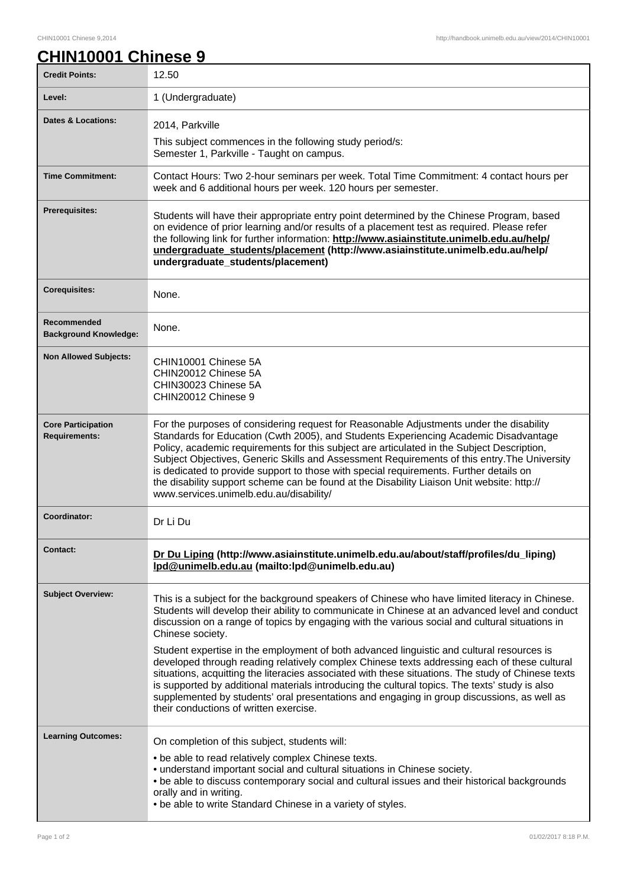# CHIN10001 Chinese 9

| | |
|---|---|
| **Credit Points:** | 12.50 |
| **Level:** | 1 (Undergraduate) |
| **Dates & Locations:** | 2014, Parkville<br>This subject commences in the following study period/s:<br>Semester 1, Parkville - Taught on campus. |
| **Time Commitment:** | Contact Hours: Two 2-hour seminars per week. Total Time Commitment: 4 contact hours per week and 6 additional hours per week. 120 hours per semester. |
| **Prerequisites:** | Students will have their appropriate entry point determined by the Chinese Program, based on evidence of prior learning and/or results of a placement test as required. Please refer the following link for further information: **http://www.asiainstitute.unimelb.edu.au/help/undergraduate_students/placement (http://www.asiainstitute.unimelb.edu.au/help/undergraduate_students/placement)** |
| **Corequisites:** | None. |
| **Recommended Background Knowledge:** | None. |
| **Non Allowed Subjects:** | CHIN10001 Chinese 5A<br>CHIN20012 Chinese 5A<br>CHIN30023 Chinese 5A<br>CHIN20012 Chinese 9 |
| **Core Participation Requirements:** | For the purposes of considering request for Reasonable Adjustments under the disability Standards for Education (Cwth 2005), and Students Experiencing Academic Disadvantage Policy, academic requirements for this subject are articulated in the Subject Description, Subject Objectives, Generic Skills and Assessment Requirements of this entry.The University is dedicated to provide support to those with special requirements. Further details on the disability support scheme can be found at the Disability Liaison Unit website: http://www.services.unimelb.edu.au/disability/ |
| **Coordinator:** | Dr Li Du |
| **Contact:** | **Dr Du Liping (http://www.asiainstitute.unimelb.edu.au/about/staff/profiles/du_liping) lpd@unimelb.edu.au (mailto:lpd@unimelb.edu.au)** |
| **Subject Overview:** | This is a subject for the background speakers of Chinese who have limited literacy in Chinese. Students will develop their ability to communicate in Chinese at an advanced level and conduct discussion on a range of topics by engaging with the various social and cultural situations in Chinese society.<br>Student expertise in the employment of both advanced linguistic and cultural resources is developed through reading relatively complex Chinese texts addressing each of these cultural situations, acquitting the literacies associated with these situations. The study of Chinese texts is supported by additional materials introducing the cultural topics. The texts' study is also supplemented by students' oral presentations and engaging in group discussions, as well as their conductions of written exercise. |
| **Learning Outcomes:** | On completion of this subject, students will:<br>• be able to read relatively complex Chinese texts.<br>• understand important social and cultural situations in Chinese society.<br>• be able to discuss contemporary social and cultural issues and their historical backgrounds orally and in writing.<br>• be able to write Standard Chinese in a variety of styles. |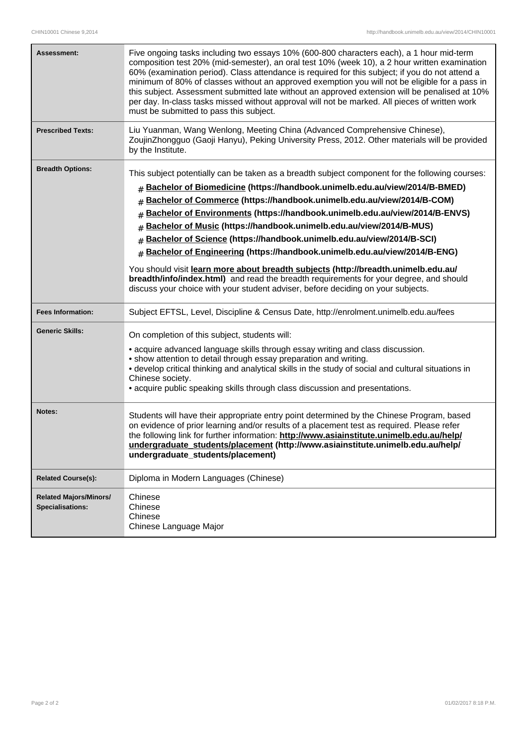| | |
|---|---|
| **Assessment:** | Five ongoing tasks including two essays 10% (600-800 characters each), a 1 hour mid-term composition test 20% (mid-semester), an oral test 10% (week 10), a 2 hour written examination 60% (examination period). Class attendance is required for this subject; if you do not attend a minimum of 80% of classes without an approved exemption you will not be eligible for a pass in this subject. Assessment submitted late without an approved extension will be penalised at 10% per day. In-class tasks missed without approval will not be marked. All pieces of written work must be submitted to pass this subject. |
| **Prescribed Texts:** | Liu Yuanman, Wang Wenlong, Meeting China (Advanced Comprehensive Chinese), ZoujinZhongguo (Gaoji Hanyu), Peking University Press, 2012. Other materials will be provided by the Institute. |
| **Breadth Options:** | This subject potentially can be taken as a breadth subject component for the following courses:<br># **Bachelor of Biomedicine (https://handbook.unimelb.edu.au/view/2014/B-BMED)**<br># **Bachelor of Commerce (https://handbook.unimelb.edu.au/view/2014/B-COM)**<br># **Bachelor of Environments (https://handbook.unimelb.edu.au/view/2014/B-ENVS)**<br># **Bachelor of Music (https://handbook.unimelb.edu.au/view/2014/B-MUS)**<br># **Bachelor of Science (https://handbook.unimelb.edu.au/view/2014/B-SCI)**<br># **Bachelor of Engineering (https://handbook.unimelb.edu.au/view/2014/B-ENG)**<br>You should visit **learn more about breadth subjects (http://breadth.unimelb.edu.au/breadth/info/index.html)** and read the breadth requirements for your degree, and should discuss your choice with your student adviser, before deciding on your subjects. |
| **Fees Information:** | Subject EFTSL, Level, Discipline & Census Date, http://enrolment.unimelb.edu.au/fees |
| **Generic Skills:** | On completion of this subject, students will:<br>• acquire advanced language skills through essay writing and class discussion.<br>• show attention to detail through essay preparation and writing.<br>• develop critical thinking and analytical skills in the study of social and cultural situations in Chinese society.<br>• acquire public speaking skills through class discussion and presentations. |
| **Notes:** | Students will have their appropriate entry point determined by the Chinese Program, based on evidence of prior learning and/or results of a placement test as required. Please refer the following link for further information: **http://www.asiainstitute.unimelb.edu.au/help/undergraduate_students/placement (http://www.asiainstitute.unimelb.edu.au/help/undergraduate_students/placement)** |
| **Related Course(s):** | Diploma in Modern Languages (Chinese) |
| **Related Majors/Minors/ Specialisations:** | Chinese<br>Chinese<br>Chinese<br>Chinese Language Major |